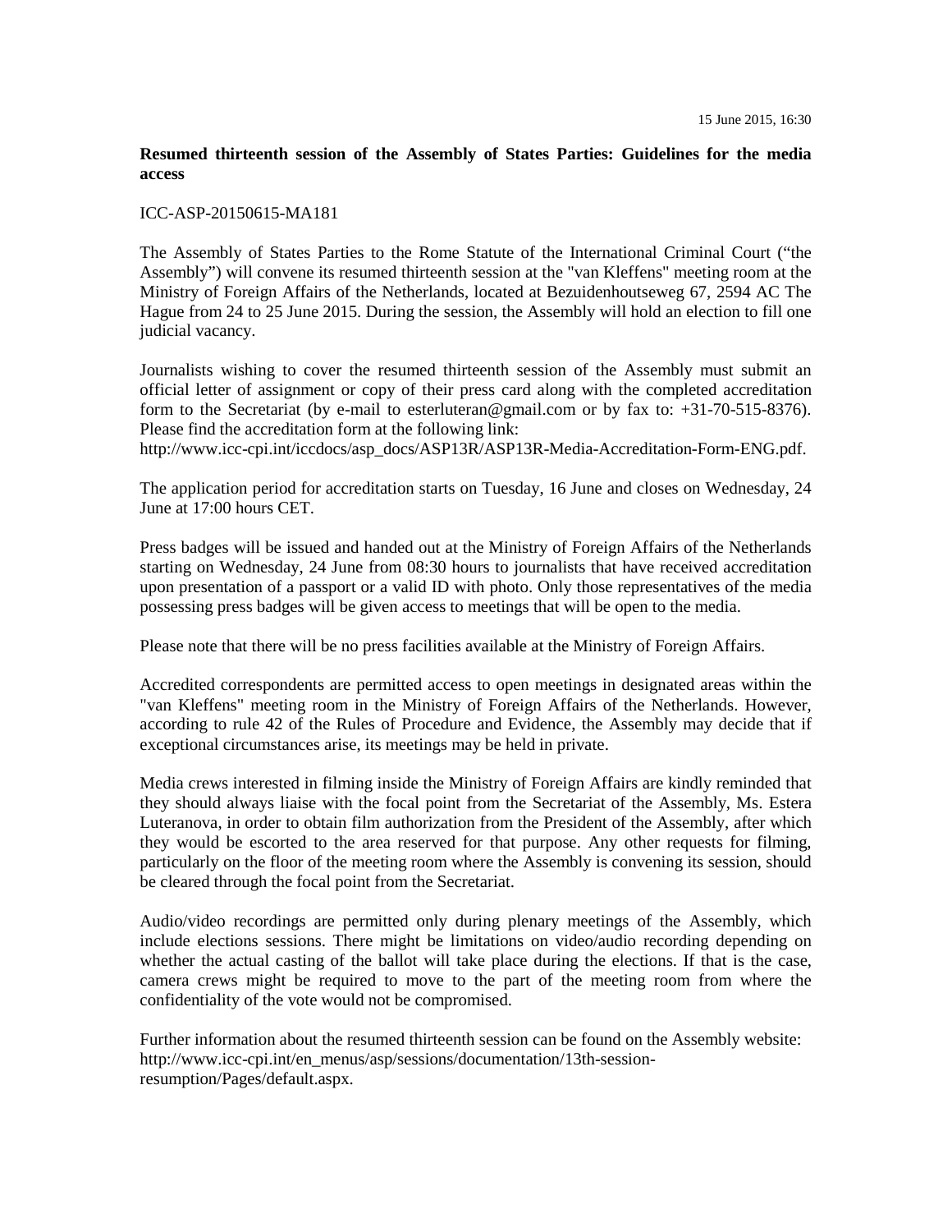15 June 2015, 16:30

**Resumed thirteenth session of the Assembly of States Parties: Guidelines for the media access**

ICC-ASP-20150615-MA181

The Assembly of States Parties to the Rome Statute of the International Criminal Court ("the Assembly") will convene its resumed thirteenth session at the "van Kleffens" meeting room at the Ministry of Foreign Affairs of the Netherlands, located at Bezuidenhoutseweg 67, 2594 AC The Hague from 24 to 25 June 2015. During the session, the Assembly will hold an election to fill one judicial vacancy.

Journalists wishing to cover the resumed thirteenth session of the Assembly must submit an official letter of assignment or copy of their press card along with the completed accreditation form to the Secretariat (by e-mail to esterluteran@gmail.com or by fax to: +31-70-515-8376). Please find the accreditation form at the following link:
http://www.icc-cpi.int/iccdocs/asp_docs/ASP13R/ASP13R-Media-Accreditation-Form-ENG.pdf.

The application period for accreditation starts on Tuesday, 16 June and closes on Wednesday, 24 June at 17:00 hours CET.

Press badges will be issued and handed out at the Ministry of Foreign Affairs of the Netherlands starting on Wednesday, 24 June from 08:30 hours to journalists that have received accreditation upon presentation of a passport or a valid ID with photo. Only those representatives of the media possessing press badges will be given access to meetings that will be open to the media.

Please note that there will be no press facilities available at the Ministry of Foreign Affairs.

Accredited correspondents are permitted access to open meetings in designated areas within the "van Kleffens" meeting room in the Ministry of Foreign Affairs of the Netherlands. However, according to rule 42 of the Rules of Procedure and Evidence, the Assembly may decide that if exceptional circumstances arise, its meetings may be held in private.

Media crews interested in filming inside the Ministry of Foreign Affairs are kindly reminded that they should always liaise with the focal point from the Secretariat of the Assembly, Ms. Estera Luteranova, in order to obtain film authorization from the President of the Assembly, after which they would be escorted to the area reserved for that purpose. Any other requests for filming, particularly on the floor of the meeting room where the Assembly is convening its session, should be cleared through the focal point from the Secretariat.

Audio/video recordings are permitted only during plenary meetings of the Assembly, which include elections sessions. There might be limitations on video/audio recording depending on whether the actual casting of the ballot will take place during the elections. If that is the case, camera crews might be required to move to the part of the meeting room from where the confidentiality of the vote would not be compromised.

Further information about the resumed thirteenth session can be found on the Assembly website:
http://www.icc-cpi.int/en_menus/asp/sessions/documentation/13th-session-resumption/Pages/default.aspx.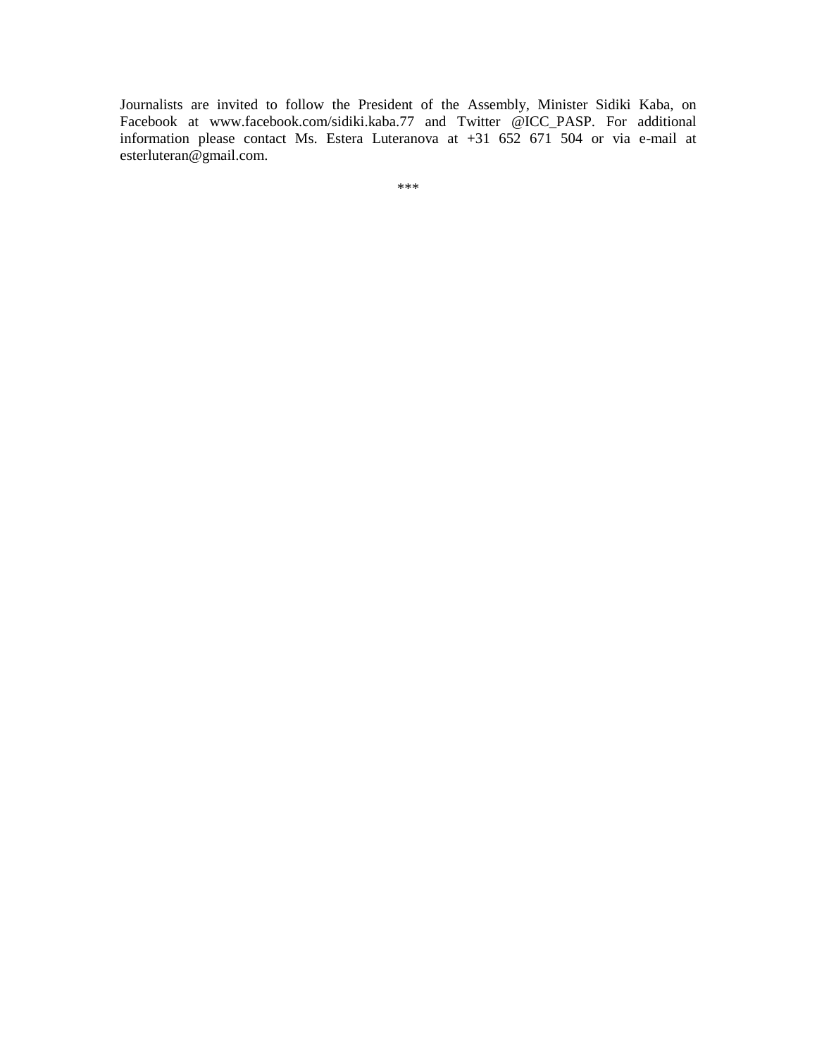Journalists are invited to follow the President of the Assembly, Minister Sidiki Kaba, on Facebook at www.facebook.com/sidiki.kaba.77 and Twitter @ICC_PASP. For additional information please contact Ms. Estera Luteranova at +31 652 671 504 or via e-mail at esterluteran@gmail.com.

***